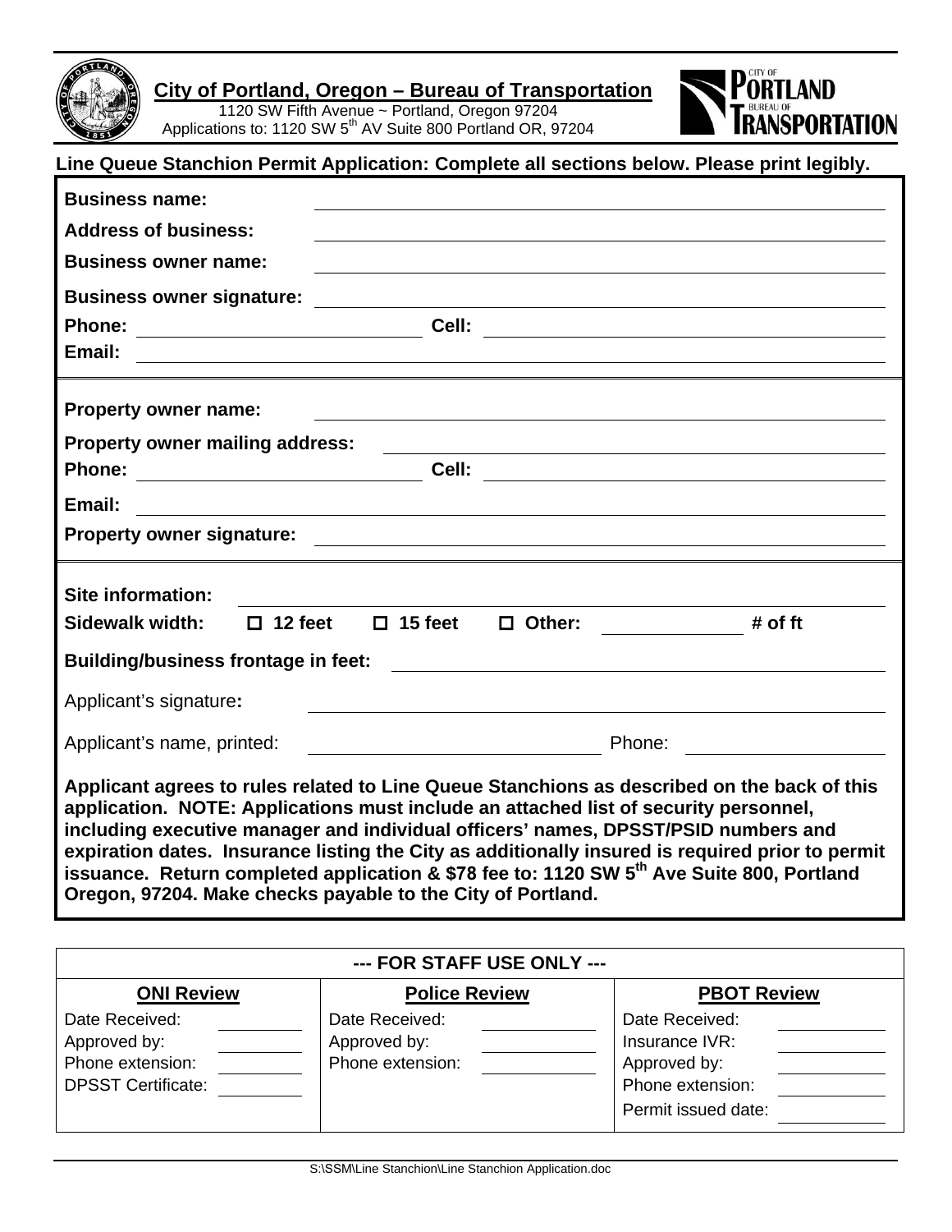# City of Portland, Oregon – Bureau of Transportation

1120 SW Fifth Avenue ~ Portland, Oregon 97204
Applications to: 1120 SW 5th AV Suite 800 Portland OR, 97204

**Line Queue Stanchion Permit Application: Complete all sections below. Please print legibly.**

**Business name:** ______________________________

**Address of business:** ______________________________

**Business owner name:** ______________________________

**Business owner signature:** ______________________________

**Phone:** ______________ **Cell:** ______________

**Email:** ______________________________

---

**Property owner name:** ______________________________

**Property owner mailing address:** ______________________________

**Phone:** ______________ **Cell:** ______________

**Email:** ______________________________

**Property owner signature:** ______________________________

---

**Site information:** ______________________________

**Sidewalk width:** ☐ **12 feet** ☐ **15 feet** ☐ **Other:** ________ **# of ft**

**Building/business frontage in feet:** ______________________________

Applicant's signature**:** ______________________________

Applicant's name, printed: ______________ Phone: ______________

**Applicant agrees to rules related to Line Queue Stanchions as described on the back of this application. NOTE: Applications must include an attached list of security personnel, including executive manager and individual officers' names, DPSST/PSID numbers and expiration dates. Insurance listing the City as additionally insured is required prior to permit issuance. Return completed application & $78 fee to: 1120 SW 5th Ave Suite 800, Portland Oregon, 97204. Make checks payable to the City of Portland.**

---

**--- FOR STAFF USE ONLY ---**

| ONI Review | Police Review | PBOT Review |
|---|---|---|
| Date Received: ______ | Date Received: ______ | Date Received: ______ |
| Approved by: ______ | Approved by: ______ | Insurance IVR: ______ |
| Phone extension: ______ | Phone extension: ______ | Approved by: ______ |
| DPSST Certificate: ______ | | Phone extension: ______ |
| | | Permit issued date: ______ |

S:\SSM\Line Stanchion\Line Stanchion Application.doc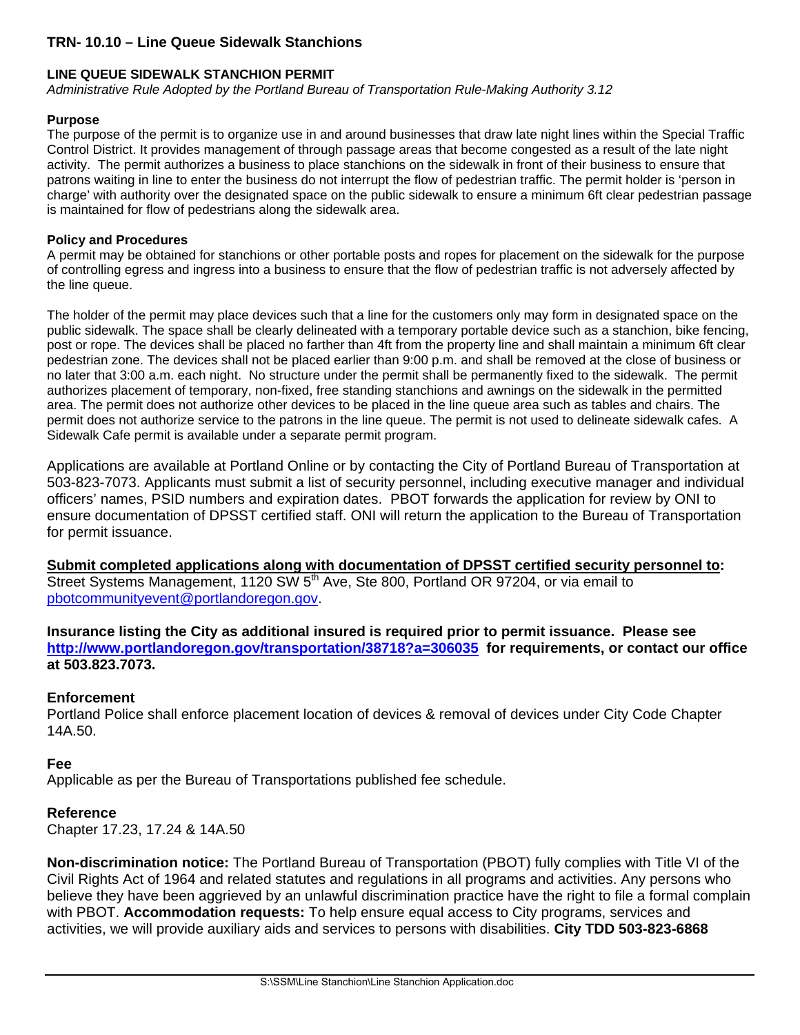## TRN- 10.10 – Line Queue Sidewalk Stanchions

### LINE QUEUE SIDEWALK STANCHION PERMIT

*Administrative Rule Adopted by the Portland Bureau of Transportation Rule-Making Authority 3.12*

**Purpose**

The purpose of the permit is to organize use in and around businesses that draw late night lines within the Special Traffic Control District. It provides management of through passage areas that become congested as a result of the late night activity. The permit authorizes a business to place stanchions on the sidewalk in front of their business to ensure that patrons waiting in line to enter the business do not interrupt the flow of pedestrian traffic. The permit holder is 'person in charge' with authority over the designated space on the public sidewalk to ensure a minimum 6ft clear pedestrian passage is maintained for flow of pedestrians along the sidewalk area.

**Policy and Procedures**

A permit may be obtained for stanchions or other portable posts and ropes for placement on the sidewalk for the purpose of controlling egress and ingress into a business to ensure that the flow of pedestrian traffic is not adversely affected by the line queue.

The holder of the permit may place devices such that a line for the customers only may form in designated space on the public sidewalk. The space shall be clearly delineated with a temporary portable device such as a stanchion, bike fencing, post or rope. The devices shall be placed no farther than 4ft from the property line and shall maintain a minimum 6ft clear pedestrian zone. The devices shall not be placed earlier than 9:00 p.m. and shall be removed at the close of business or no later that 3:00 a.m. each night. No structure under the permit shall be permanently fixed to the sidewalk. The permit authorizes placement of temporary, non-fixed, free standing stanchions and awnings on the sidewalk in the permitted area. The permit does not authorize other devices to be placed in the line queue area such as tables and chairs. The permit does not authorize service to the patrons in the line queue. The permit is not used to delineate sidewalk cafes. A Sidewalk Cafe permit is available under a separate permit program.

Applications are available at Portland Online or by contacting the City of Portland Bureau of Transportation at 503-823-7073. Applicants must submit a list of security personnel, including executive manager and individual officers' names, PSID numbers and expiration dates. PBOT forwards the application for review by ONI to ensure documentation of DPSST certified staff. ONI will return the application to the Bureau of Transportation for permit issuance.

**Submit completed applications along with documentation of DPSST certified security personnel to:**
Street Systems Management, 1120 SW 5th Ave, Ste 800, Portland OR 97204, or via email to pbotcommunityevent@portlandoregon.gov.

**Insurance listing the City as additional insured is required prior to permit issuance. Please see http://www.portlandoregon.gov/transportation/38718?a=306035 for requirements, or contact our office at 503.823.7073.**

**Enforcement**

Portland Police shall enforce placement location of devices & removal of devices under City Code Chapter 14A.50.

**Fee**

Applicable as per the Bureau of Transportations published fee schedule.

**Reference**

Chapter 17.23, 17.24 & 14A.50

**Non-discrimination notice:** The Portland Bureau of Transportation (PBOT) fully complies with Title VI of the Civil Rights Act of 1964 and related statutes and regulations in all programs and activities. Any persons who believe they have been aggrieved by an unlawful discrimination practice have the right to file a formal complain with PBOT. **Accommodation requests:** To help ensure equal access to City programs, services and activities, we will provide auxiliary aids and services to persons with disabilities. **City TDD 503-823-6868**